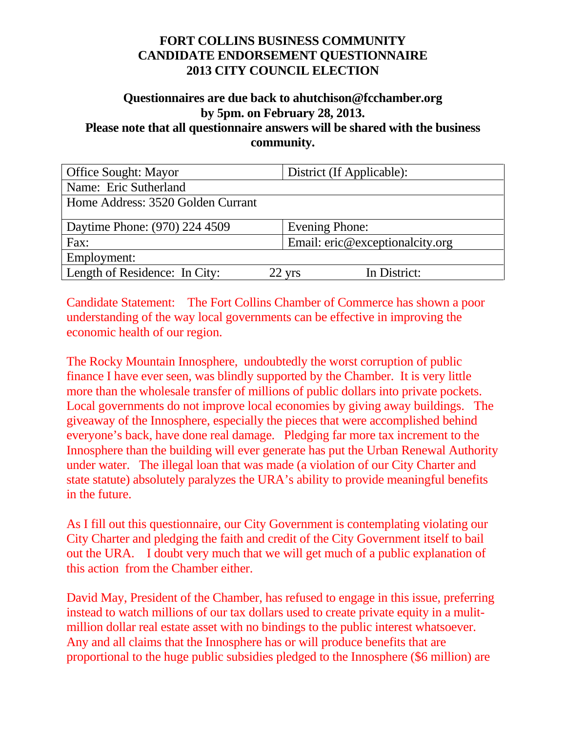# FORT COLLINS BUSINESS COMMUNITY
# CANDIDATE ENDORSEMENT QUESTIONNAIRE
# 2013 CITY COUNCIL ELECTION

**Questionnaires are due back to ahutchison@fcchamber.org by 5pm. on February 28, 2013.**
**Please note that all questionnaire answers will be shared with the business community.**

| Office Sought: Mayor | District (If Applicable): |
|---|---|
| Name: Eric Sutherland | |
| Home Address: 3520 Golden Currant | |
| Daytime Phone: (970) 224 4509 | Evening Phone: |
| Fax: | Email: eric@exceptionalcity.org |
| Employment: | |
| Length of Residence: In City: 22 yrs | In District: |

Candidate Statement: The Fort Collins Chamber of Commerce has shown a poor understanding of the way local governments can be effective in improving the economic health of our region.

The Rocky Mountain Innosphere, undoubtedly the worst corruption of public finance I have ever seen, was blindly supported by the Chamber. It is very little more than the wholesale transfer of millions of public dollars into private pockets. Local governments do not improve local economies by giving away buildings. The giveaway of the Innosphere, especially the pieces that were accomplished behind everyone's back, have done real damage. Pledging far more tax increment to the Innosphere than the building will ever generate has put the Urban Renewal Authority under water. The illegal loan that was made (a violation of our City Charter and state statute) absolutely paralyzes the URA's ability to provide meaningful benefits in the future.

As I fill out this questionnaire, our City Government is contemplating violating our City Charter and pledging the faith and credit of the City Government itself to bail out the URA. I doubt very much that we will get much of a public explanation of this action from the Chamber either.

David May, President of the Chamber, has refused to engage in this issue, preferring instead to watch millions of our tax dollars used to create private equity in a mulit-million dollar real estate asset with no bindings to the public interest whatsoever. Any and all claims that the Innosphere has or will produce benefits that are proportional to the huge public subsidies pledged to the Innosphere ($6 million) are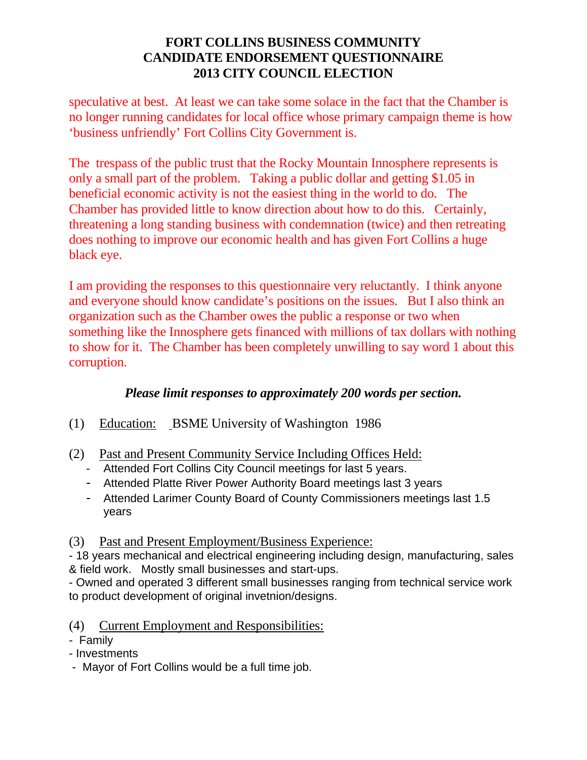speculative at best. At least we can take some solace in the fact that the Chamber is no longer running candidates for local office whose primary campaign theme is how 'business unfriendly' Fort Collins City Government is.

The trespass of the public trust that the Rocky Mountain Innosphere represents is only a small part of the problem. Taking a public dollar and getting $1.05 in beneficial economic activity is not the easiest thing in the world to do. The Chamber has provided little to know direction about how to do this. Certainly, threatening a long standing business with condemnation (twice) and then retreating does nothing to improve our economic health and has given Fort Collins a huge black eye.

I am providing the responses to this questionnaire very reluctantly. I think anyone and everyone should know candidate's positions on the issues. But I also think an organization such as the Chamber owes the public a response or two when something like the Innosphere gets financed with millions of tax dollars with nothing to show for it. The Chamber has been completely unwilling to say word 1 about this corruption.

***Please limit responses to approximately 200 words per section.***

(1) Education: BSME University of Washington 1986

(2) Past and Present Community Service Including Offices Held:

- Attended Fort Collins City Council meetings for last 5 years.
- Attended Platte River Power Authority Board meetings last 3 years
- Attended Larimer County Board of County Commissioners meetings last 1.5 years

(3) Past and Present Employment/Business Experience:

- 18 years mechanical and electrical engineering including design, manufacturing, sales & field work. Mostly small businesses and start-ups.
- Owned and operated 3 different small businesses ranging from technical service work to product development of original invetnion/designs.

(4) Current Employment and Responsibilities:

- Family
- Investments
- Mayor of Fort Collins would be a full time job.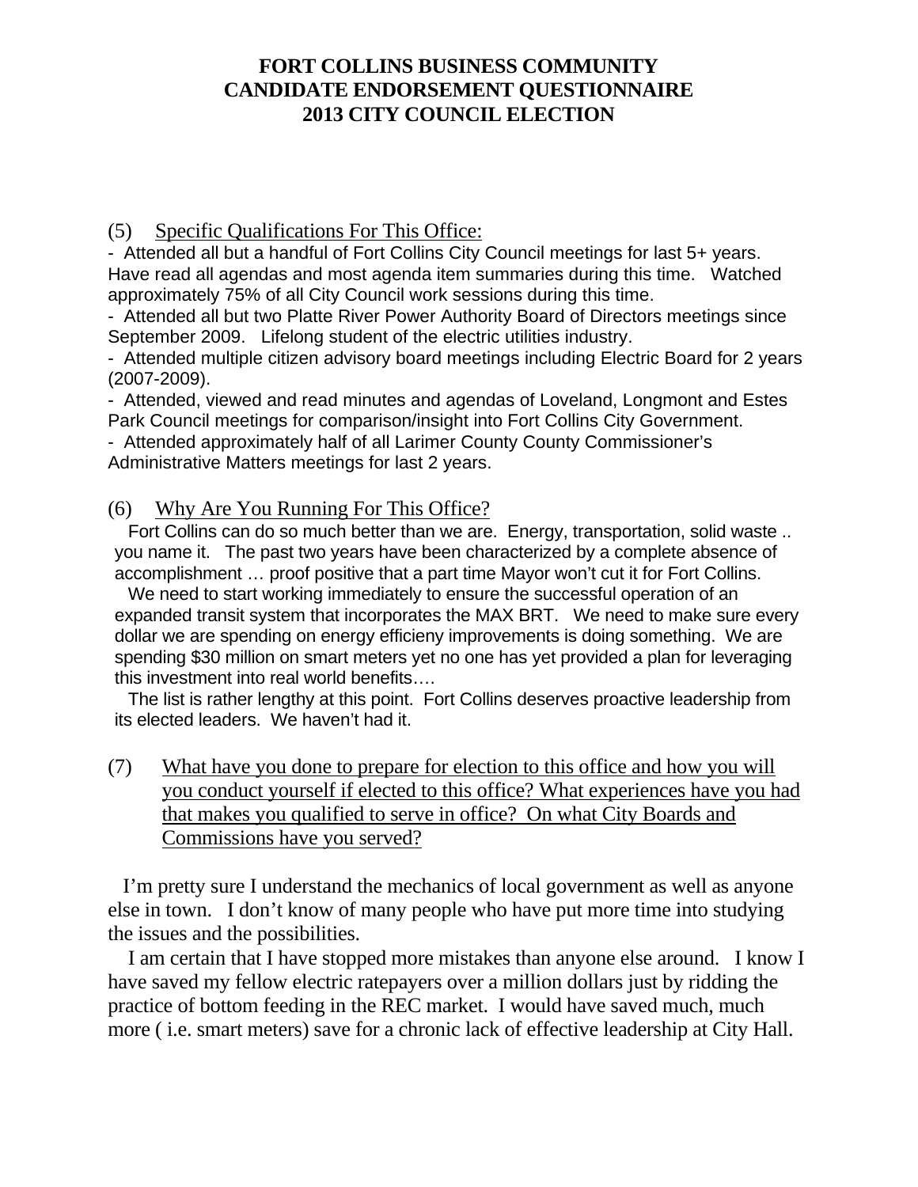**FORT COLLINS BUSINESS COMMUNITY**
**CANDIDATE ENDORSEMENT QUESTIONNAIRE**
**2013 CITY COUNCIL ELECTION**

(5) Specific Qualifications For This Office:

- Attended all but a handful of Fort Collins City Council meetings for last 5+ years. Have read all agendas and most agenda item summaries during this time. Watched approximately 75% of all City Council work sessions during this time.
- Attended all but two Platte River Power Authority Board of Directors meetings since September 2009. Lifelong student of the electric utilities industry.
- Attended multiple citizen advisory board meetings including Electric Board for 2 years (2007-2009).
- Attended, viewed and read minutes and agendas of Loveland, Longmont and Estes Park Council meetings for comparison/insight into Fort Collins City Government.
- Attended approximately half of all Larimer County County Commissioner's Administrative Matters meetings for last 2 years.

(6) Why Are You Running For This Office?

Fort Collins can do so much better than we are. Energy, transportation, solid waste .. you name it. The past two years have been characterized by a complete absence of accomplishment … proof positive that a part time Mayor won't cut it for Fort Collins.

We need to start working immediately to ensure the successful operation of an expanded transit system that incorporates the MAX BRT. We need to make sure every dollar we are spending on energy efficieny improvements is doing something. We are spending $30 million on smart meters yet no one has yet provided a plan for leveraging this investment into real world benefits….

The list is rather lengthy at this point. Fort Collins deserves proactive leadership from its elected leaders. We haven't had it.

(7) What have you done to prepare for election to this office and how you will you conduct yourself if elected to this office? What experiences have you had that makes you qualified to serve in office? On what City Boards and Commissions have you served?

I'm pretty sure I understand the mechanics of local government as well as anyone else in town. I don't know of many people who have put more time into studying the issues and the possibilities.

I am certain that I have stopped more mistakes than anyone else around. I know I have saved my fellow electric ratepayers over a million dollars just by ridding the practice of bottom feeding in the REC market. I would have saved much, much more ( i.e. smart meters) save for a chronic lack of effective leadership at City Hall.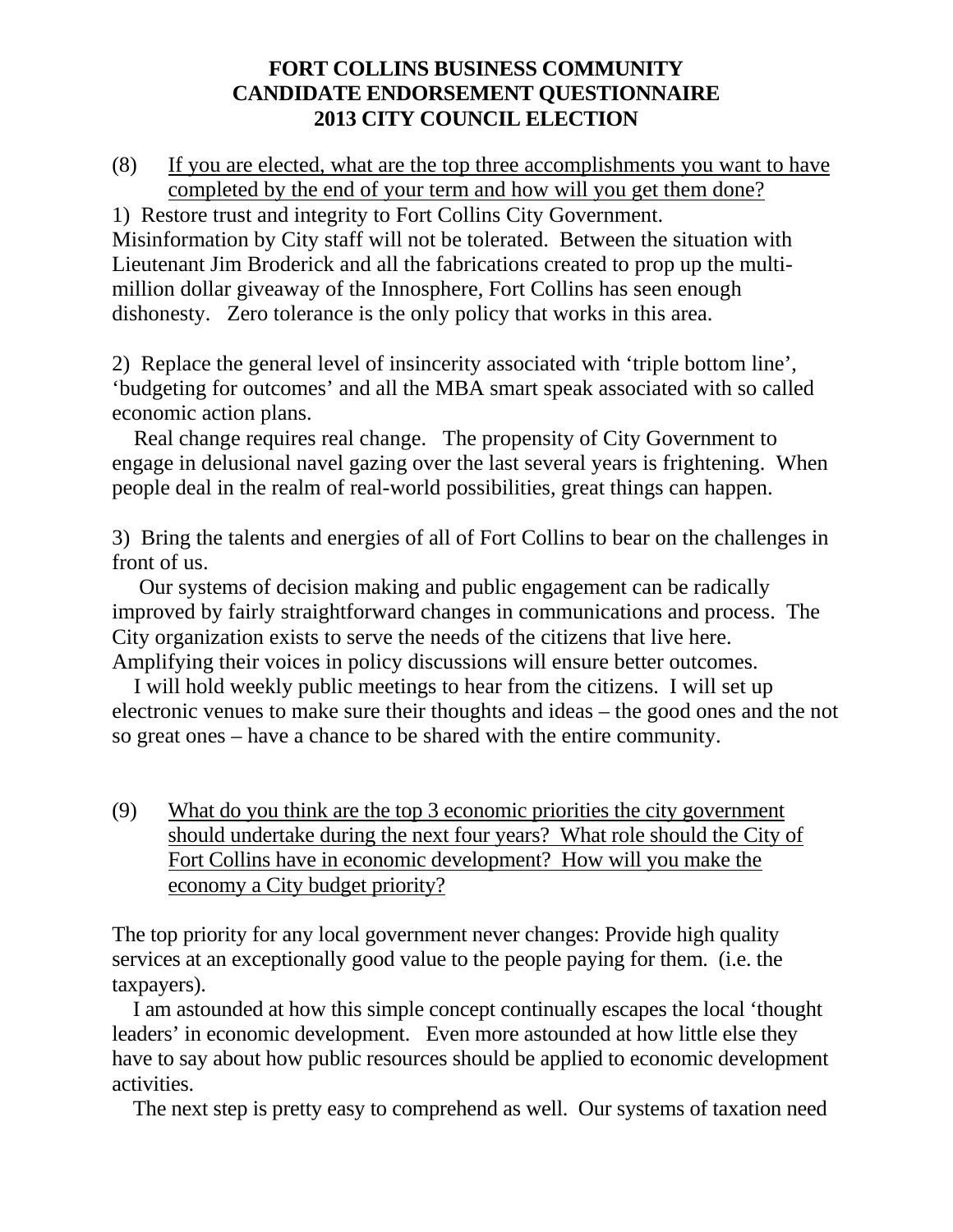# FORT COLLINS BUSINESS COMMUNITY CANDIDATE ENDORSEMENT QUESTIONNAIRE 2013 CITY COUNCIL ELECTION

(8) If you are elected, what are the top three accomplishments you want to have completed by the end of your term and how will you get them done?

1) Restore trust and integrity to Fort Collins City Government. Misinformation by City staff will not be tolerated. Between the situation with Lieutenant Jim Broderick and all the fabrications created to prop up the multi-million dollar giveaway of the Innosphere, Fort Collins has seen enough dishonesty. Zero tolerance is the only policy that works in this area.

2) Replace the general level of insincerity associated with 'triple bottom line', 'budgeting for outcomes' and all the MBA smart speak associated with so called economic action plans.

Real change requires real change. The propensity of City Government to engage in delusional navel gazing over the last several years is frightening. When people deal in the realm of real-world possibilities, great things can happen.

3) Bring the talents and energies of all of Fort Collins to bear on the challenges in front of us.

Our systems of decision making and public engagement can be radically improved by fairly straightforward changes in communications and process. The City organization exists to serve the needs of the citizens that live here. Amplifying their voices in policy discussions will ensure better outcomes.

I will hold weekly public meetings to hear from the citizens. I will set up electronic venues to make sure their thoughts and ideas – the good ones and the not so great ones – have a chance to be shared with the entire community.

(9) What do you think are the top 3 economic priorities the city government should undertake during the next four years? What role should the City of Fort Collins have in economic development? How will you make the economy a City budget priority?

The top priority for any local government never changes: Provide high quality services at an exceptionally good value to the people paying for them. (i.e. the taxpayers).

I am astounded at how this simple concept continually escapes the local 'thought leaders' in economic development. Even more astounded at how little else they have to say about how public resources should be applied to economic development activities.

The next step is pretty easy to comprehend as well. Our systems of taxation need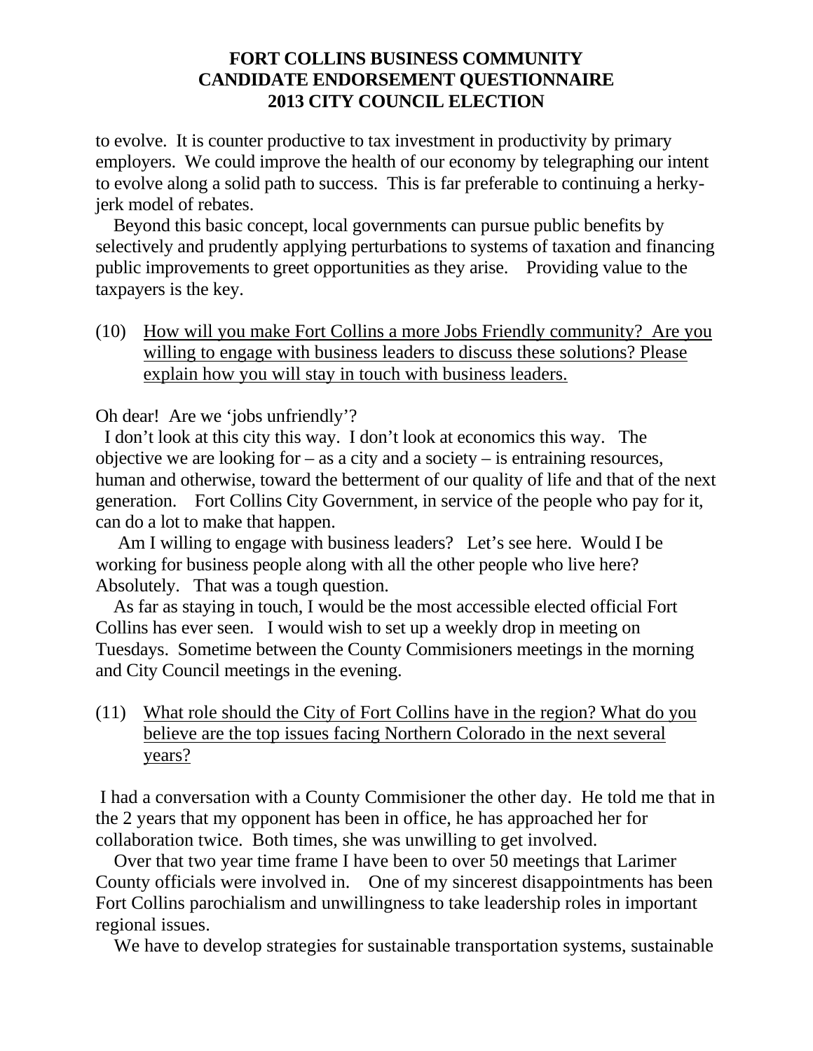to evolve. It is counter productive to tax investment in productivity by primary employers. We could improve the health of our economy by telegraphing our intent to evolve along a solid path to success. This is far preferable to continuing a herky-jerk model of rebates.

Beyond this basic concept, local governments can pursue public benefits by selectively and prudently applying perturbations to systems of taxation and financing public improvements to greet opportunities as they arise. Providing value to the taxpayers is the key.

(10) How will you make Fort Collins a more Jobs Friendly community? Are you willing to engage with business leaders to discuss these solutions? Please explain how you will stay in touch with business leaders.

Oh dear! Are we 'jobs unfriendly'?

I don't look at this city this way. I don't look at economics this way. The objective we are looking for – as a city and a society – is entraining resources, human and otherwise, toward the betterment of our quality of life and that of the next generation. Fort Collins City Government, in service of the people who pay for it, can do a lot to make that happen.

Am I willing to engage with business leaders? Let's see here. Would I be working for business people along with all the other people who live here? Absolutely. That was a tough question.

As far as staying in touch, I would be the most accessible elected official Fort Collins has ever seen. I would wish to set up a weekly drop in meeting on Tuesdays. Sometime between the County Commisioners meetings in the morning and City Council meetings in the evening.

(11) What role should the City of Fort Collins have in the region? What do you believe are the top issues facing Northern Colorado in the next several years?

I had a conversation with a County Commisioner the other day. He told me that in the 2 years that my opponent has been in office, he has approached her for collaboration twice. Both times, she was unwilling to get involved.

Over that two year time frame I have been to over 50 meetings that Larimer County officials were involved in. One of my sincerest disappointments has been Fort Collins parochialism and unwillingness to take leadership roles in important regional issues.

We have to develop strategies for sustainable transportation systems, sustainable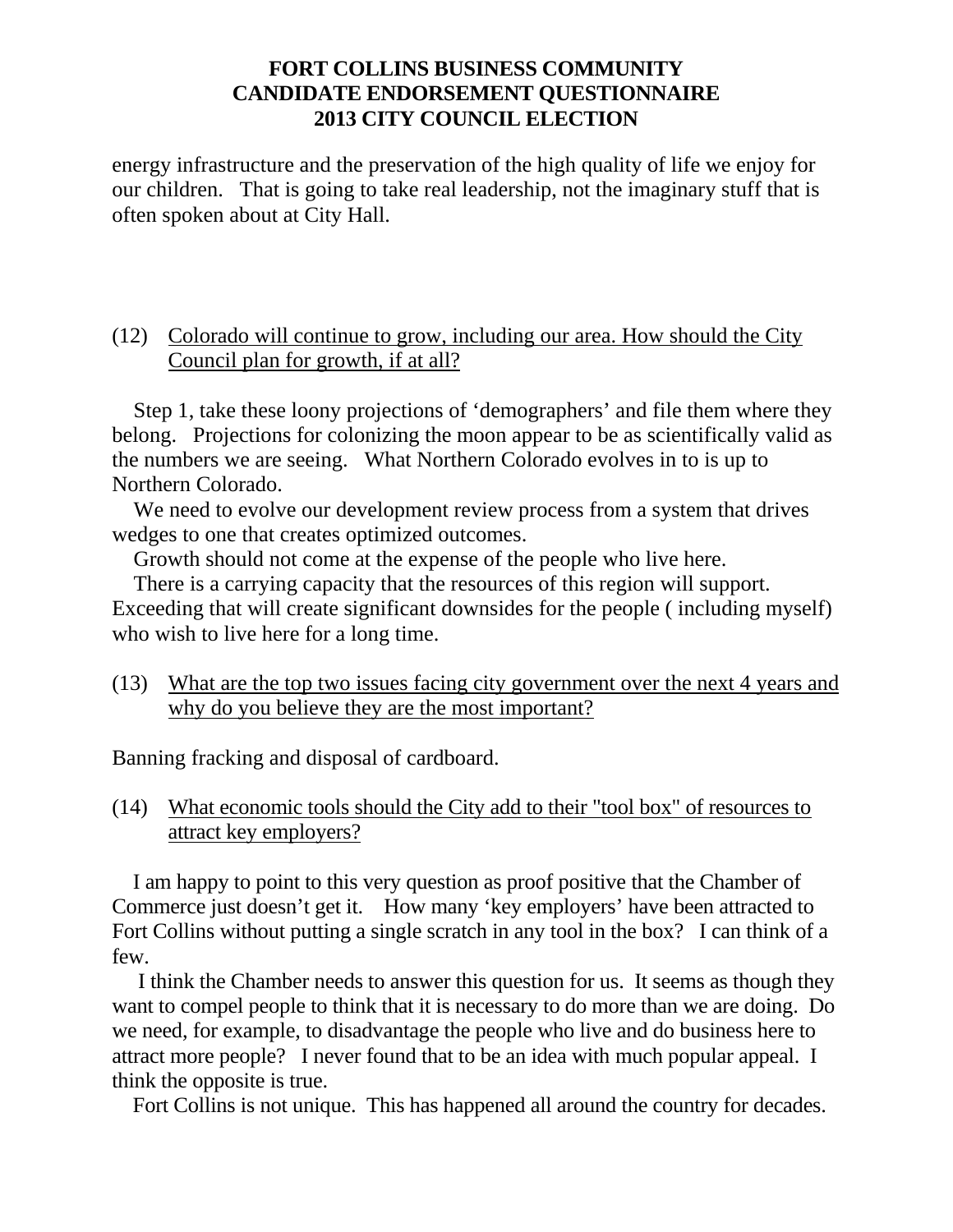energy infrastructure and the preservation of the high quality of life we enjoy for our children. That is going to take real leadership, not the imaginary stuff that is often spoken about at City Hall.

(12) Colorado will continue to grow, including our area. How should the City Council plan for growth, if at all?

Step 1, take these loony projections of 'demographers' and file them where they belong. Projections for colonizing the moon appear to be as scientifically valid as the numbers we are seeing. What Northern Colorado evolves in to is up to Northern Colorado.

We need to evolve our development review process from a system that drives wedges to one that creates optimized outcomes.

Growth should not come at the expense of the people who live here.

There is a carrying capacity that the resources of this region will support. Exceeding that will create significant downsides for the people ( including myself) who wish to live here for a long time.

(13) What are the top two issues facing city government over the next 4 years and why do you believe they are the most important?

Banning fracking and disposal of cardboard.

(14) What economic tools should the City add to their "tool box" of resources to attract key employers?

I am happy to point to this very question as proof positive that the Chamber of Commerce just doesn't get it. How many 'key employers' have been attracted to Fort Collins without putting a single scratch in any tool in the box? I can think of a few.

I think the Chamber needs to answer this question for us. It seems as though they want to compel people to think that it is necessary to do more than we are doing. Do we need, for example, to disadvantage the people who live and do business here to attract more people? I never found that to be an idea with much popular appeal. I think the opposite is true.

Fort Collins is not unique. This has happened all around the country for decades.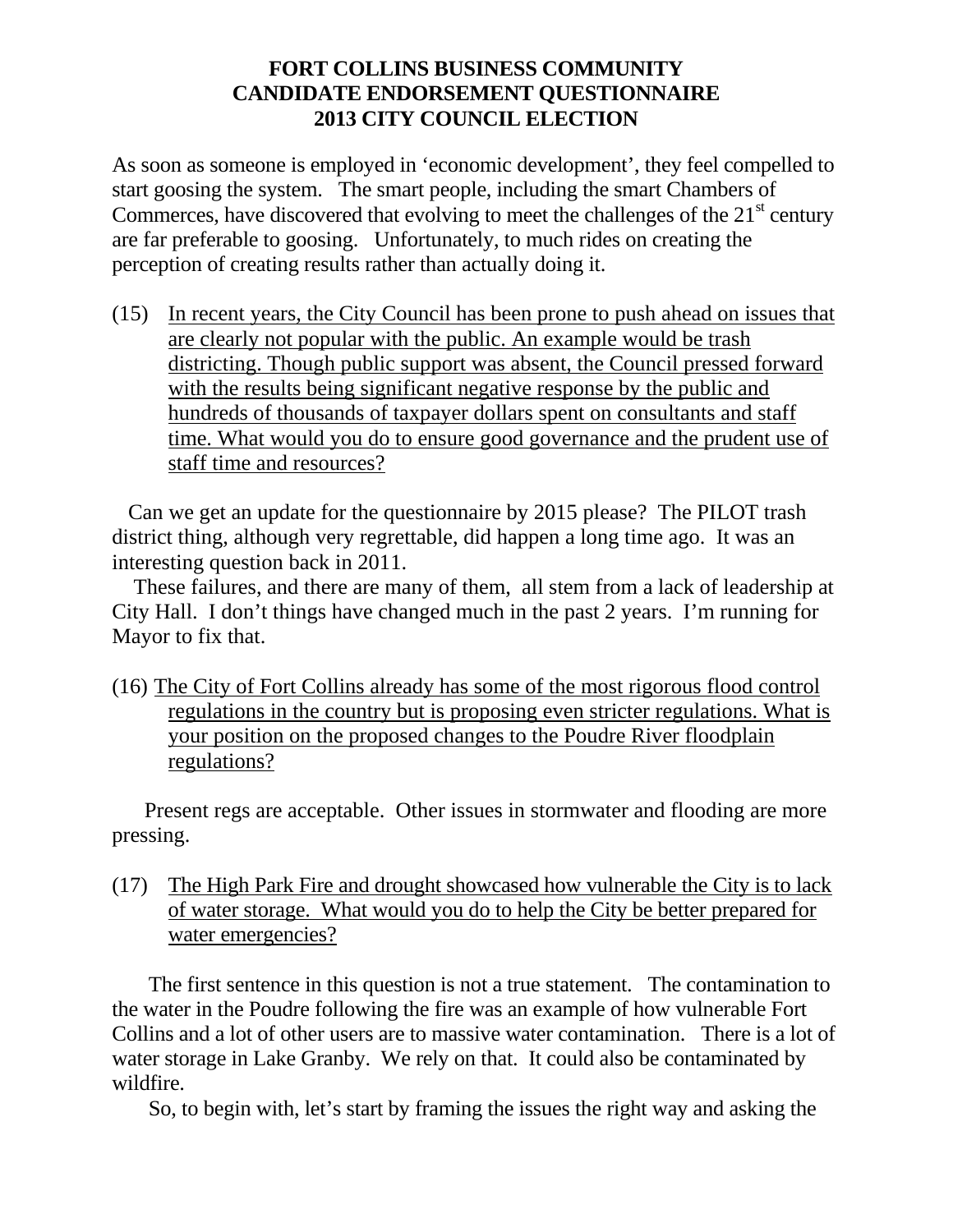**FORT COLLINS BUSINESS COMMUNITY**
**CANDIDATE ENDORSEMENT QUESTIONNAIRE**
**2013 CITY COUNCIL ELECTION**

As soon as someone is employed in 'economic development', they feel compelled to start goosing the system. The smart people, including the smart Chambers of Commerces, have discovered that evolving to meet the challenges of the 21st century are far preferable to goosing. Unfortunately, to much rides on creating the perception of creating results rather than actually doing it.

(15) In recent years, the City Council has been prone to push ahead on issues that are clearly not popular with the public. An example would be trash districting. Though public support was absent, the Council pressed forward with the results being significant negative response by the public and hundreds of thousands of taxpayer dollars spent on consultants and staff time. What would you do to ensure good governance and the prudent use of staff time and resources?

Can we get an update for the questionnaire by 2015 please? The PILOT trash district thing, although very regrettable, did happen a long time ago. It was an interesting question back in 2011.

These failures, and there are many of them, all stem from a lack of leadership at City Hall. I don't things have changed much in the past 2 years. I'm running for Mayor to fix that.

(16) The City of Fort Collins already has some of the most rigorous flood control regulations in the country but is proposing even stricter regulations. What is your position on the proposed changes to the Poudre River floodplain regulations?

Present regs are acceptable. Other issues in stormwater and flooding are more pressing.

(17) The High Park Fire and drought showcased how vulnerable the City is to lack of water storage. What would you do to help the City be better prepared for water emergencies?

The first sentence in this question is not a true statement. The contamination to the water in the Poudre following the fire was an example of how vulnerable Fort Collins and a lot of other users are to massive water contamination. There is a lot of water storage in Lake Granby. We rely on that. It could also be contaminated by wildfire.

So, to begin with, let's start by framing the issues the right way and asking the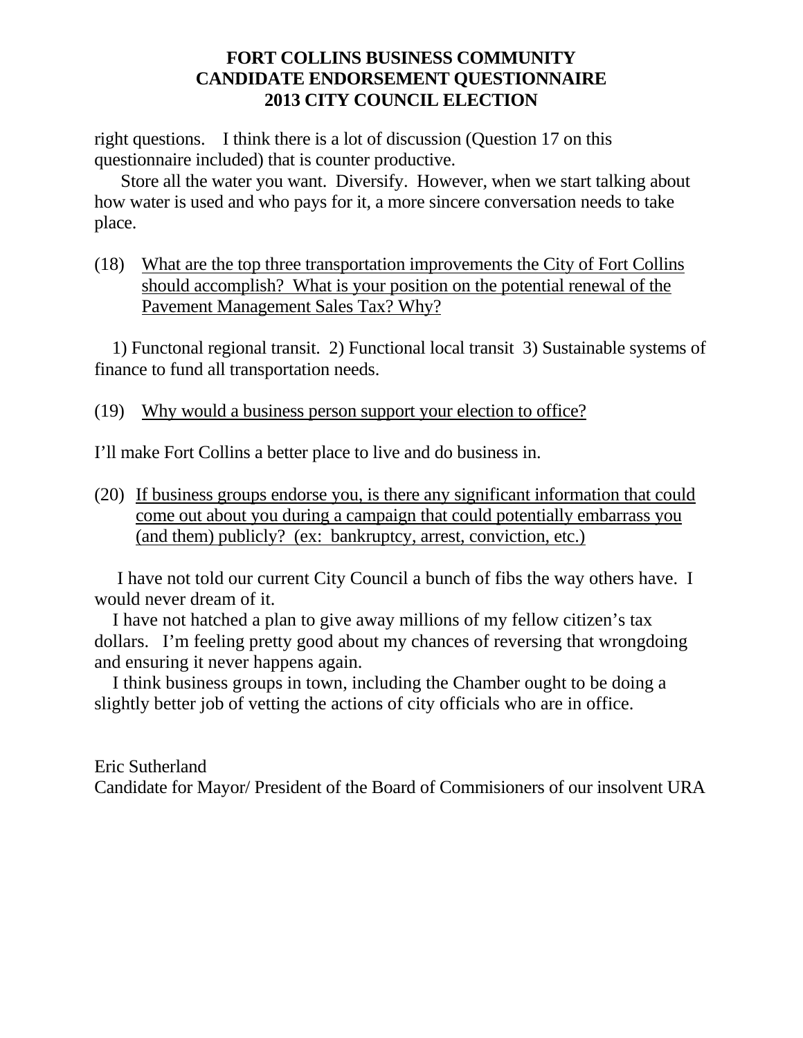right questions. I think there is a lot of discussion (Question 17 on this questionnaire included) that is counter productive.

Store all the water you want. Diversify. However, when we start talking about how water is used and who pays for it, a more sincere conversation needs to take place.

(18) What are the top three transportation improvements the City of Fort Collins should accomplish? What is your position on the potential renewal of the Pavement Management Sales Tax? Why?

1) Functonal regional transit. 2) Functional local transit 3) Sustainable systems of finance to fund all transportation needs.

(19) Why would a business person support your election to office?

I'll make Fort Collins a better place to live and do business in.

(20) If business groups endorse you, is there any significant information that could come out about you during a campaign that could potentially embarrass you (and them) publicly? (ex: bankruptcy, arrest, conviction, etc.)

I have not told our current City Council a bunch of fibs the way others have. I would never dream of it.

I have not hatched a plan to give away millions of my fellow citizen's tax dollars. I'm feeling pretty good about my chances of reversing that wrongdoing and ensuring it never happens again.

I think business groups in town, including the Chamber ought to be doing a slightly better job of vetting the actions of city officials who are in office.

Eric Sutherland
Candidate for Mayor/ President of the Board of Commisioners of our insolvent URA